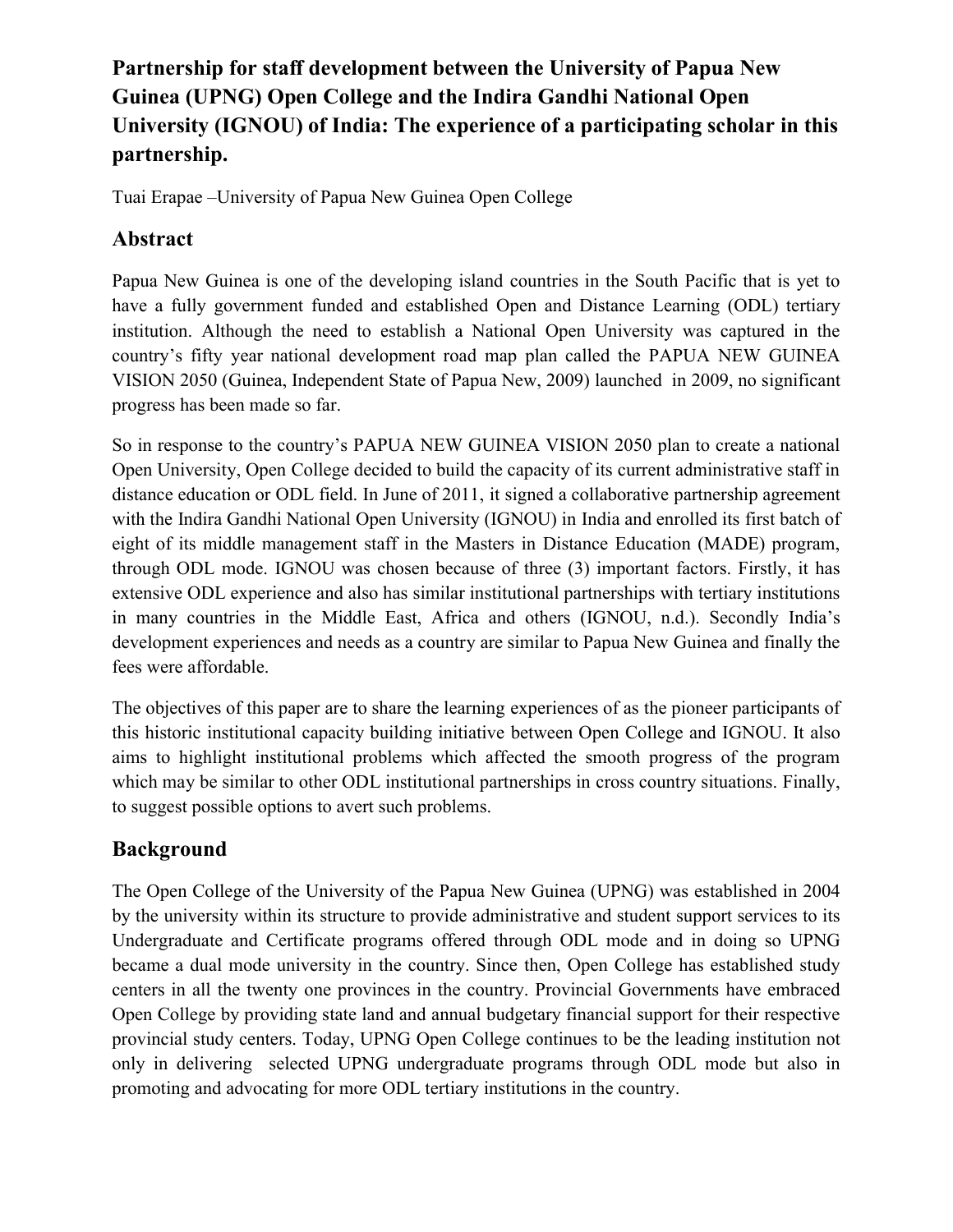# Partnership for staff development between the University of Papua New Guinea (UPNG) Open College and the Indira Gandhi National Open University (IGNOU) of India: The experience of a participating scholar in this partnership.

Tuai Erapae –University of Papua New Guinea Open College

## Abstract

Papua New Guinea is one of the developing island countries in the South Pacific that is yet to have a fully government funded and established Open and Distance Learning (ODL) tertiary institution. Although the need to establish a National Open University was captured in the country's fifty year national development road map plan called the PAPUA NEW GUINEA VISION 2050 (Guinea, Independent State of Papua New, 2009) launched in 2009, no significant progress has been made so far.

So in response to the country's PAPUA NEW GUINEA VISION 2050 plan to create a national Open University, Open College decided to build the capacity of its current administrative staff in distance education or ODL field. In June of 2011, it signed a collaborative partnership agreement with the Indira Gandhi National Open University (IGNOU) in India and enrolled its first batch of eight of its middle management staff in the Masters in Distance Education (MADE) program, through ODL mode. IGNOU was chosen because of three (3) important factors. Firstly, it has extensive ODL experience and also has similar institutional partnerships with tertiary institutions in many countries in the Middle East, Africa and others (IGNOU, n.d.). Secondly India's development experiences and needs as a country are similar to Papua New Guinea and finally the fees were affordable.

The objectives of this paper are to share the learning experiences of as the pioneer participants of this historic institutional capacity building initiative between Open College and IGNOU. It also aims to highlight institutional problems which affected the smooth progress of the program which may be similar to other ODL institutional partnerships in cross country situations. Finally, to suggest possible options to avert such problems.

## Background

The Open College of the University of the Papua New Guinea (UPNG) was established in 2004 by the university within its structure to provide administrative and student support services to its Undergraduate and Certificate programs offered through ODL mode and in doing so UPNG became a dual mode university in the country. Since then, Open College has established study centers in all the twenty one provinces in the country. Provincial Governments have embraced Open College by providing state land and annual budgetary financial support for their respective provincial study centers. Today, UPNG Open College continues to be the leading institution not only in delivering selected UPNG undergraduate programs through ODL mode but also in promoting and advocating for more ODL tertiary institutions in the country.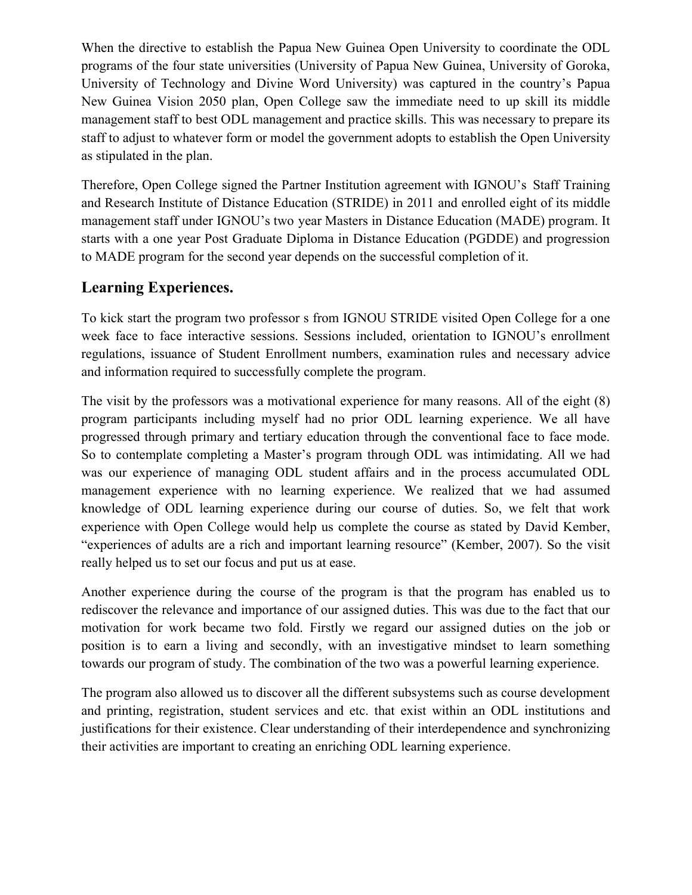When the directive to establish the Papua New Guinea Open University to coordinate the ODL programs of the four state universities (University of Papua New Guinea, University of Goroka, University of Technology and Divine Word University) was captured in the country's Papua New Guinea Vision 2050 plan, Open College saw the immediate need to up skill its middle management staff to best ODL management and practice skills. This was necessary to prepare its staff to adjust to whatever form or model the government adopts to establish the Open University as stipulated in the plan.

Therefore, Open College signed the Partner Institution agreement with IGNOU's Staff Training and Research Institute of Distance Education (STRIDE) in 2011 and enrolled eight of its middle management staff under IGNOU's two year Masters in Distance Education (MADE) program. It starts with a one year Post Graduate Diploma in Distance Education (PGDDE) and progression to MADE program for the second year depends on the successful completion of it.

## Learning Experiences.

To kick start the program two professor s from IGNOU STRIDE visited Open College for a one week face to face interactive sessions. Sessions included, orientation to IGNOU's enrollment regulations, issuance of Student Enrollment numbers, examination rules and necessary advice and information required to successfully complete the program.

The visit by the professors was a motivational experience for many reasons. All of the eight (8) program participants including myself had no prior ODL learning experience. We all have progressed through primary and tertiary education through the conventional face to face mode. So to contemplate completing a Master's program through ODL was intimidating. All we had was our experience of managing ODL student affairs and in the process accumulated ODL management experience with no learning experience. We realized that we had assumed knowledge of ODL learning experience during our course of duties. So, we felt that work experience with Open College would help us complete the course as stated by David Kember, "experiences of adults are a rich and important learning resource" (Kember, 2007). So the visit really helped us to set our focus and put us at ease.

Another experience during the course of the program is that the program has enabled us to rediscover the relevance and importance of our assigned duties. This was due to the fact that our motivation for work became two fold. Firstly we regard our assigned duties on the job or position is to earn a living and secondly, with an investigative mindset to learn something towards our program of study. The combination of the two was a powerful learning experience.

The program also allowed us to discover all the different subsystems such as course development and printing, registration, student services and etc. that exist within an ODL institutions and justifications for their existence. Clear understanding of their interdependence and synchronizing their activities are important to creating an enriching ODL learning experience.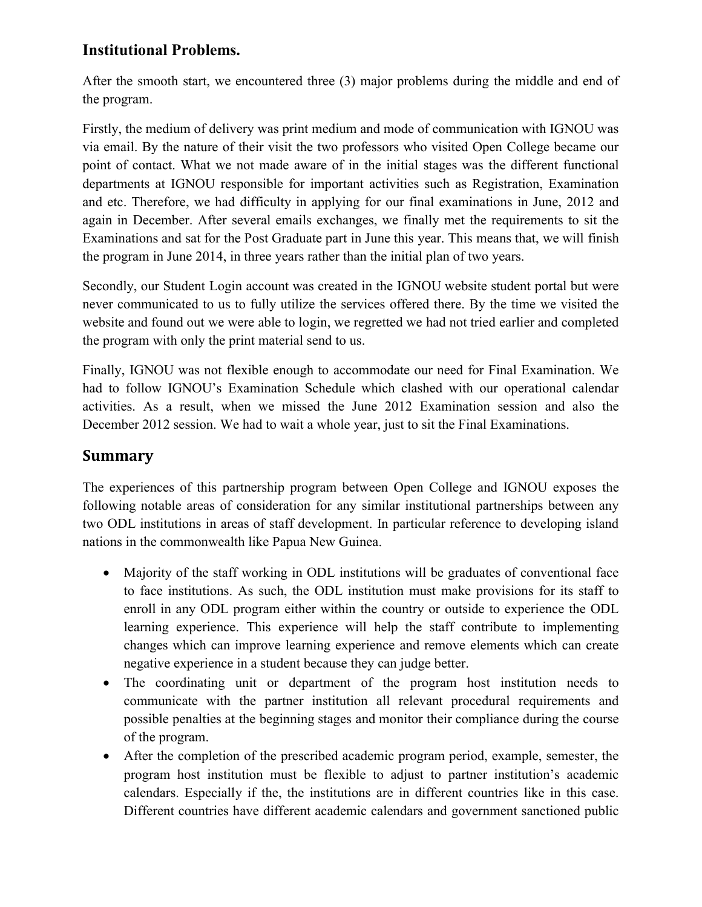## Institutional Problems.

After the smooth start, we encountered three (3) major problems during the middle and end of the program.

Firstly, the medium of delivery was print medium and mode of communication with IGNOU was via email. By the nature of their visit the two professors who visited Open College became our point of contact. What we not made aware of in the initial stages was the different functional departments at IGNOU responsible for important activities such as Registration, Examination and etc. Therefore, we had difficulty in applying for our final examinations in June, 2012 and again in December. After several emails exchanges, we finally met the requirements to sit the Examinations and sat for the Post Graduate part in June this year. This means that, we will finish the program in June 2014, in three years rather than the initial plan of two years.

Secondly, our Student Login account was created in the IGNOU website student portal but were never communicated to us to fully utilize the services offered there. By the time we visited the website and found out we were able to login, we regretted we had not tried earlier and completed the program with only the print material send to us.

Finally, IGNOU was not flexible enough to accommodate our need for Final Examination. We had to follow IGNOU's Examination Schedule which clashed with our operational calendar activities. As a result, when we missed the June 2012 Examination session and also the December 2012 session. We had to wait a whole year, just to sit the Final Examinations.

## Summary

The experiences of this partnership program between Open College and IGNOU exposes the following notable areas of consideration for any similar institutional partnerships between any two ODL institutions in areas of staff development. In particular reference to developing island nations in the commonwealth like Papua New Guinea.

- Majority of the staff working in ODL institutions will be graduates of conventional face to face institutions. As such, the ODL institution must make provisions for its staff to enroll in any ODL program either within the country or outside to experience the ODL learning experience. This experience will help the staff contribute to implementing changes which can improve learning experience and remove elements which can create negative experience in a student because they can judge better.
- The coordinating unit or department of the program host institution needs to communicate with the partner institution all relevant procedural requirements and possible penalties at the beginning stages and monitor their compliance during the course of the program.
- After the completion of the prescribed academic program period, example, semester, the program host institution must be flexible to adjust to partner institution's academic calendars. Especially if the, the institutions are in different countries like in this case. Different countries have different academic calendars and government sanctioned public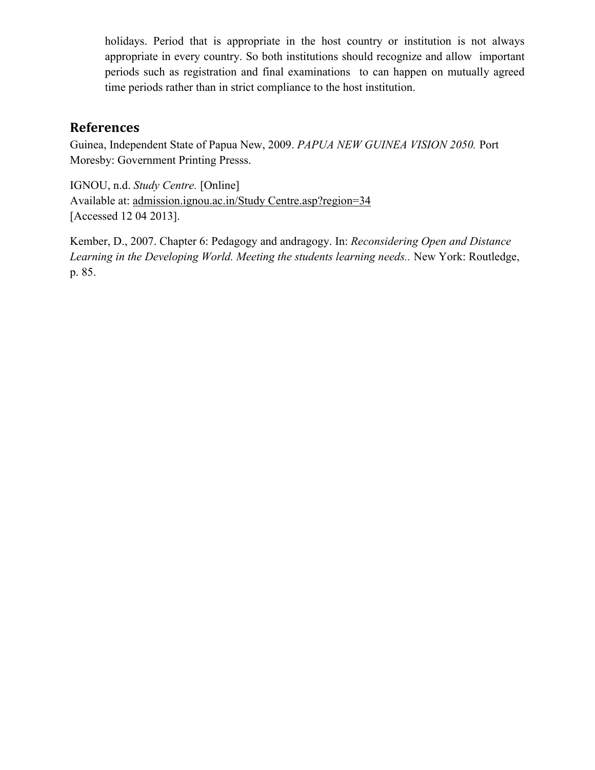holidays. Period that is appropriate in the host country or institution is not always appropriate in every country. So both institutions should recognize and allow important periods such as registration and final examinations to can happen on mutually agreed time periods rather than in strict compliance to the host institution.

## References

Guinea, Independent State of Papua New, 2009. *PAPUA NEW GUINEA VISION 2050.* Port Moresby: Government Printing Presss.

IGNOU, n.d. *Study Centre.* [Online]
Available at: admission.ignou.ac.in/Study Centre.asp?region=34
[Accessed 12 04 2013].

Kember, D., 2007. Chapter 6: Pedagogy and andragogy. In: *Reconsidering Open and Distance Learning in the Developing World. Meeting the students learning needs..* New York: Routledge, p. 85.